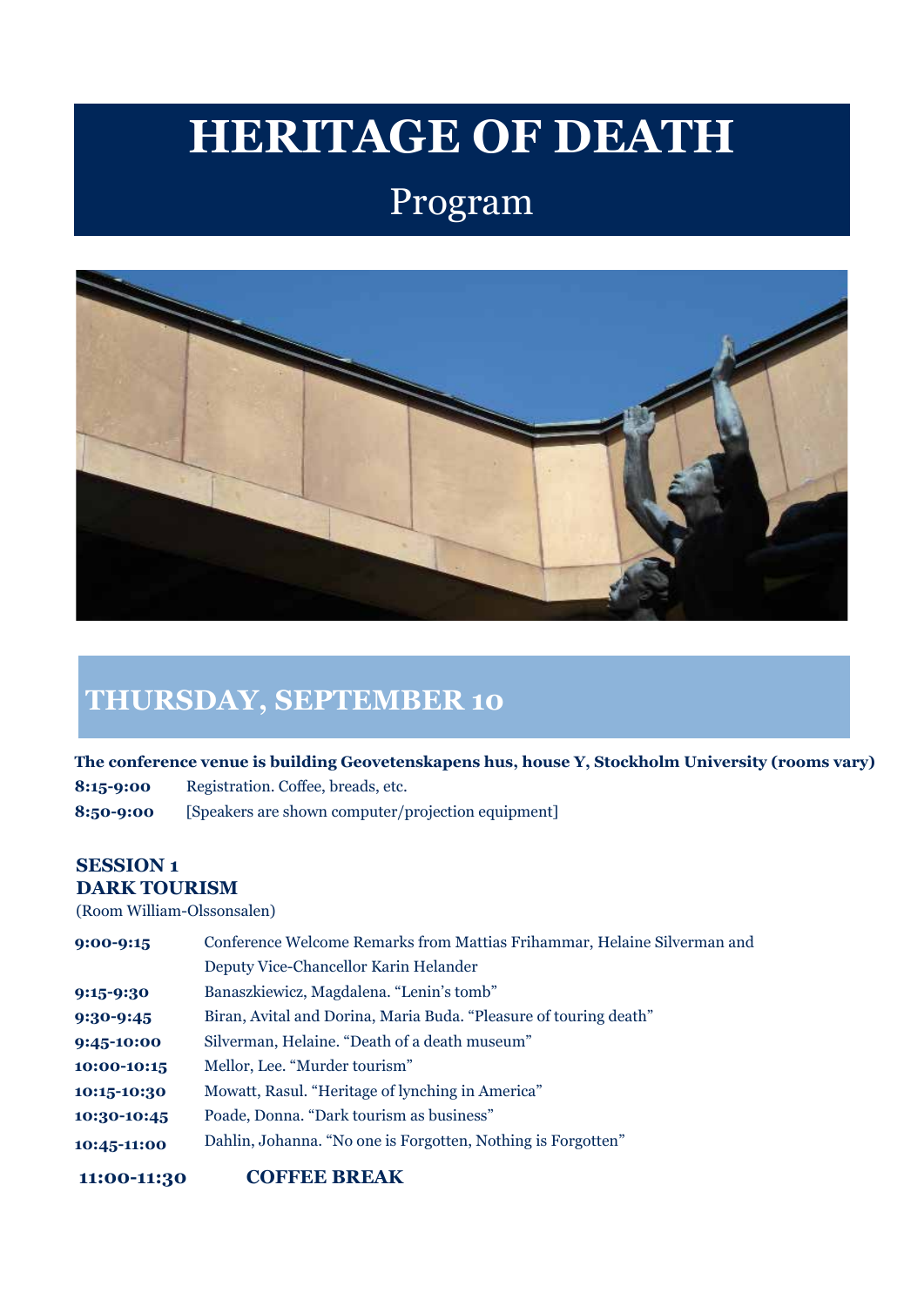# HERITAGE OF DEATH

## Program

## THURSDAY, SEPTEMBER 10

**The conference venue is building Geovetenskapens hus, house Y, Stockholm University (rooms vary)**

**8:15-9:00** Registration. Coffee, breads, etc.

**8:50-9:00** [Speakers are shown computer/projection equipment]

### SESSION 1
### DARK TOURISM

(Room William-Olssonsalen)

| | |
|---|---|
| **9:00-9:15** | Conference Welcome Remarks from Mattias Frihammar, Helaine Silverman and Deputy Vice-Chancellor Karin Helander |
| **9:15-9:30** | Banaszkiewicz, Magdalena. "Lenin's tomb" |
| **9:30-9:45** | Biran, Avital and Dorina, Maria Buda. "Pleasure of touring death" |
| **9:45-10:00** | Silverman, Helaine. "Death of a death museum" |
| **10:00-10:15** | Mellor, Lee. "Murder tourism" |
| **10:15-10:30** | Mowatt, Rasul. "Heritage of lynching in America" |
| **10:30-10:45** | Poade, Donna. "Dark tourism as business" |
| **10:45-11:00** | Dahlin, Johanna. "No one is Forgotten, Nothing is Forgotten" |

**11:00-11:30** **COFFEE BREAK**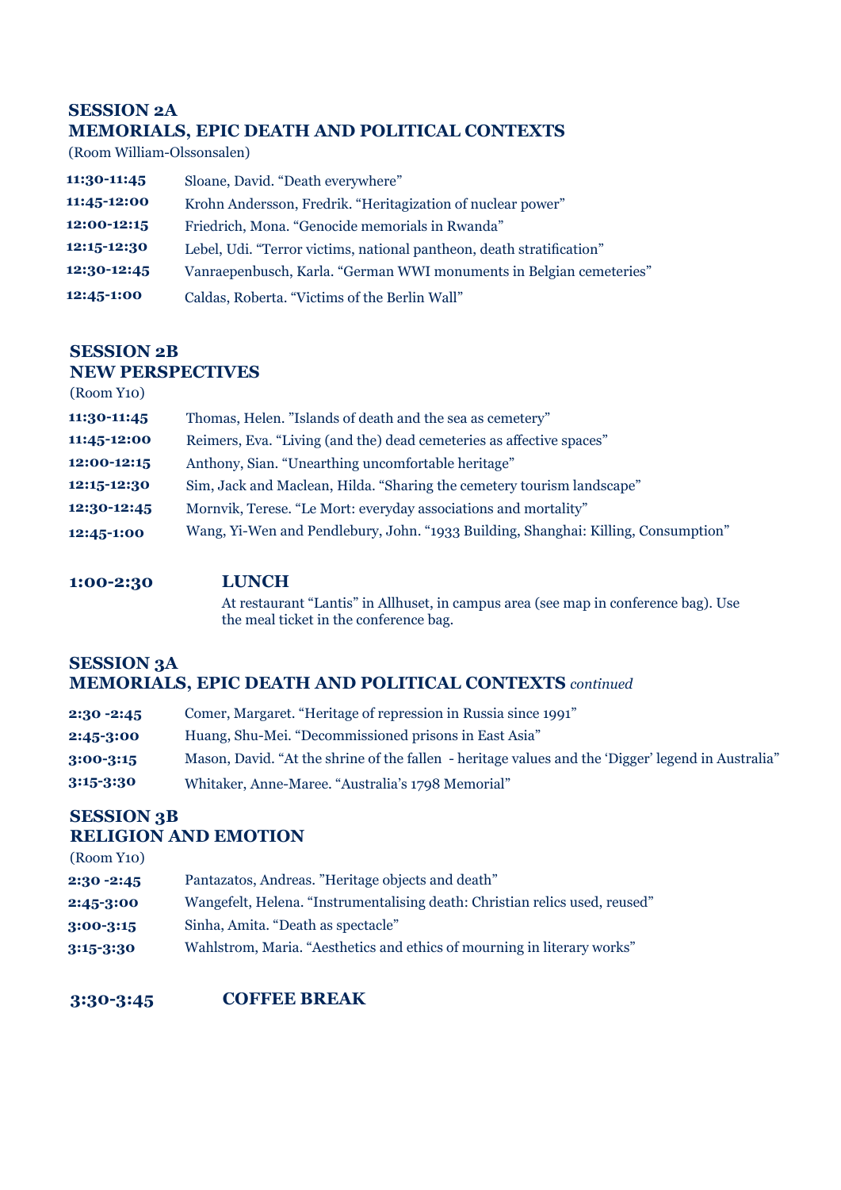## SESSION 2A
## MEMORIALS, EPIC DEATH AND POLITICAL CONTEXTS

(Room William-Olssonsalen)

| | |
|---|---|
| **11:30-11:45** | Sloane, David. “Death everywhere” |
| **11:45-12:00** | Krohn Andersson, Fredrik. “Heritagization of nuclear power” |
| **12:00-12:15** | Friedrich, Mona. “Genocide memorials in Rwanda” |
| **12:15-12:30** | Lebel, Udi. “Terror victims, national pantheon, death stratification” |
| **12:30-12:45** | Vanraepenbusch, Karla. “German WWI monuments in Belgian cemeteries” |
| **12:45-1:00** | Caldas, Roberta. “Victims of the Berlin Wall” |

## SESSION 2B
## NEW PERSPECTIVES

(Room Y10)

| | |
|---|---|
| **11:30-11:45** | Thomas, Helen. ”Islands of death and the sea as cemetery” |
| **11:45-12:00** | Reimers, Eva. “Living (and the) dead cemeteries as affective spaces” |
| **12:00-12:15** | Anthony, Sian. “Unearthing uncomfortable heritage” |
| **12:15-12:30** | Sim, Jack and Maclean, Hilda. “Sharing the cemetery tourism landscape” |
| **12:30-12:45** | Mornvik, Terese. “Le Mort: everyday associations and mortality” |
| **12:45-1:00** | Wang, Yi-Wen and Pendlebury, John. “1933 Building, Shanghai: Killing, Consumption” |

**1:00-2:30** **LUNCH**

At restaurant “Lantis” in Allhuset, in campus area (see map in conference bag). Use the meal ticket in the conference bag.

## SESSION 3A
## MEMORIALS, EPIC DEATH AND POLITICAL CONTEXTS *continued*

| | |
|---|---|
| **2:30 -2:45** | Comer, Margaret. “Heritage of repression in Russia since 1991” |
| **2:45-3:00** | Huang, Shu-Mei. “Decommissioned prisons in East Asia” |
| **3:00-3:15** | Mason, David. “At the shrine of the fallen - heritage values and the ‘Digger’ legend in Australia” |
| **3:15-3:30** | Whitaker, Anne-Maree. “Australia’s 1798 Memorial” |

## SESSION 3B
## RELIGION AND EMOTION

(Room Y10)

| | |
|---|---|
| **2:30 -2:45** | Pantazatos, Andreas. ”Heritage objects and death” |
| **2:45-3:00** | Wangefelt, Helena. “Instrumentalising death: Christian relics used, reused” |
| **3:00-3:15** | Sinha, Amita. “Death as spectacle” |
| **3:15-3:30** | Wahlstrom, Maria. “Aesthetics and ethics of mourning in literary works” |

**3:30-3:45** **COFFEE BREAK**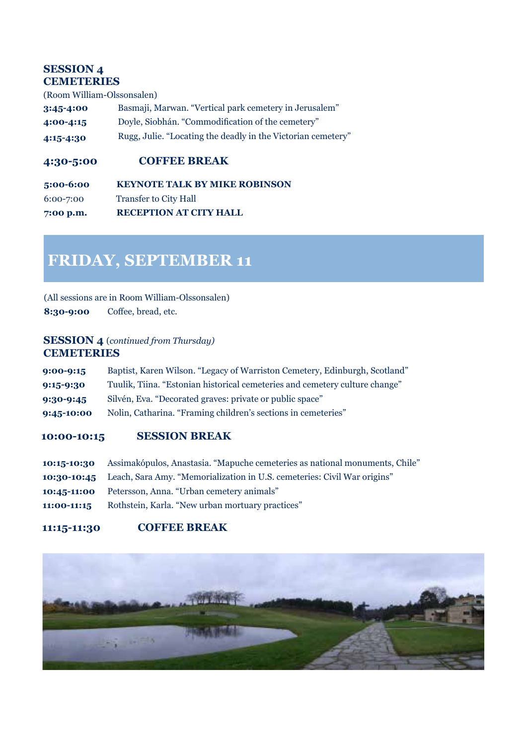### SESSION 4
### CEMETERIES

(Room William-Olssonsalen)

**3:45-4:00** Basmaji, Marwan. "Vertical park cemetery in Jerusalem"

**4:00-4:15** Doyle, Siobhán. "Commodification of the cemetery"

**4:15-4:30** Rugg, Julie. "Locating the deadly in the Victorian cemetery"

**4:30-5:00** **COFFEE BREAK**

**5:00-6:00** **KEYNOTE TALK BY MIKE ROBINSON**

6:00-7:00 Transfer to City Hall

**7:00 p.m.** **RECEPTION AT CITY HALL**

## FRIDAY, SEPTEMBER 11

(All sessions are in Room William-Olssonsalen)

**8:30-9:00** Coffee, bread, etc.

### SESSION 4 (*continued from Thursday)*
### CEMETERIES

**9:00-9:15** Baptist, Karen Wilson. "Legacy of Warriston Cemetery, Edinburgh, Scotland"

**9:15-9:30** Tuulik, Tiina. "Estonian historical cemeteries and cemetery culture change"

**9:30-9:45** Silvén, Eva. "Decorated graves: private or public space"

**9:45-10:00** Nolin, Catharina. "Framing children's sections in cemeteries"

**10:00-10:15** **SESSION BREAK**

**10:15-10:30** Assimakópulos, Anastasia. "Mapuche cemeteries as national monuments, Chile"

**10:30-10:45** Leach, Sara Amy. "Memorialization in U.S. cemeteries: Civil War origins"

**10:45-11:00** Petersson, Anna. "Urban cemetery animals"

**11:00-11:15** Rothstein, Karla. "New urban mortuary practices"

**11:15-11:30** **COFFEE BREAK**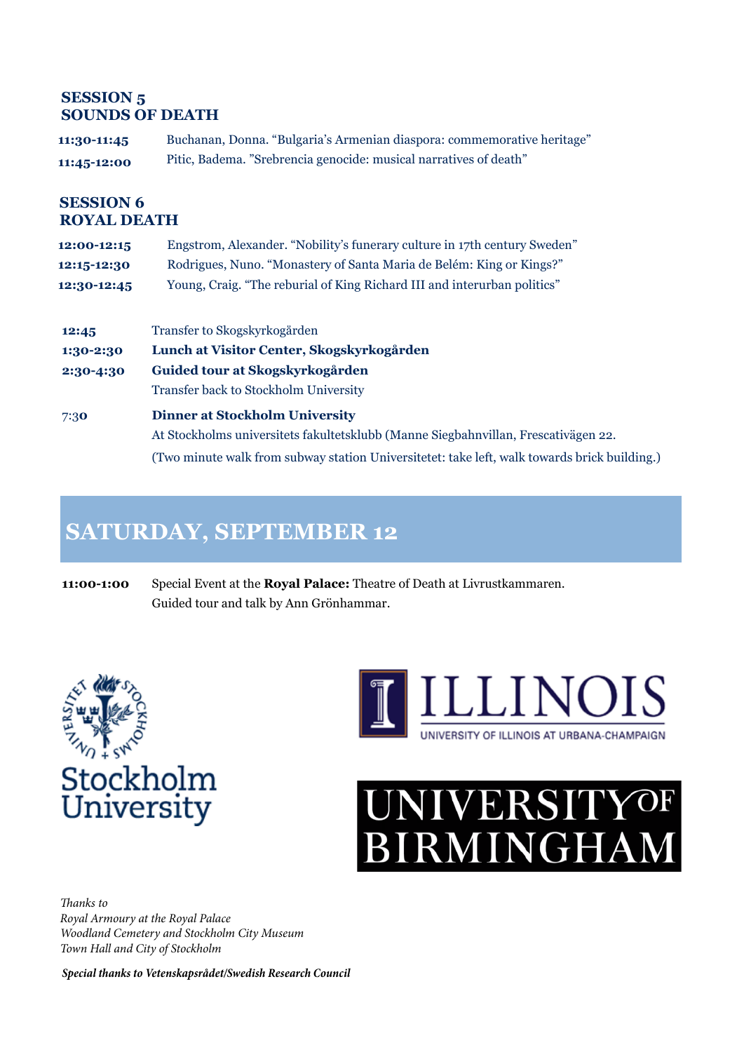## SESSION 5
## SOUNDS OF DEATH

**11:30-11:45** Buchanan, Donna. "Bulgaria's Armenian diaspora: commemorative heritage"

**11:45-12:00** Pitic, Badema. "Srebrencia genocide: musical narratives of death"

## SESSION 6
## ROYAL DEATH

**12:00-12:15** Engstrom, Alexander. "Nobility's funerary culture in 17th century Sweden"

**12:15-12:30** Rodrigues, Nuno. "Monastery of Santa Maria de Belém: King or Kings?"

**12:30-12:45** Young, Craig. "The reburial of King Richard III and interurban politics"

**12:45** Transfer to Skogskyrkogården

**1:30-2:30** **Lunch at Visitor Center, Skogskyrkogården**

**2:30-4:30** **Guided tour at Skogskyrkogården**
Transfer back to Stockholm University

**7:30** **Dinner at Stockholm University**
At Stockholms universitets fakultetsklubb (Manne Siegbahnvillan, Frescativägen 22.
(Two minute walk from subway station Universitetet: take left, walk towards brick building.)

# SATURDAY, SEPTEMBER 12

**11:00-1:00** Special Event at the **Royal Palace:** Theatre of Death at Livrustkammaren.
Guided tour and talk by Ann Grönhammar.

Stockholm University

ILLINOIS
UNIVERSITY OF ILLINOIS AT URBANA-CHAMPAIGN

UNIVERSITY OF BIRMINGHAM

*Thanks to*
*Royal Armoury at the Royal Palace*
*Woodland Cemetery and Stockholm City Museum*
*Town Hall and City of Stockholm*

***Special thanks to Vetenskapsrådet/Swedish Research Council***